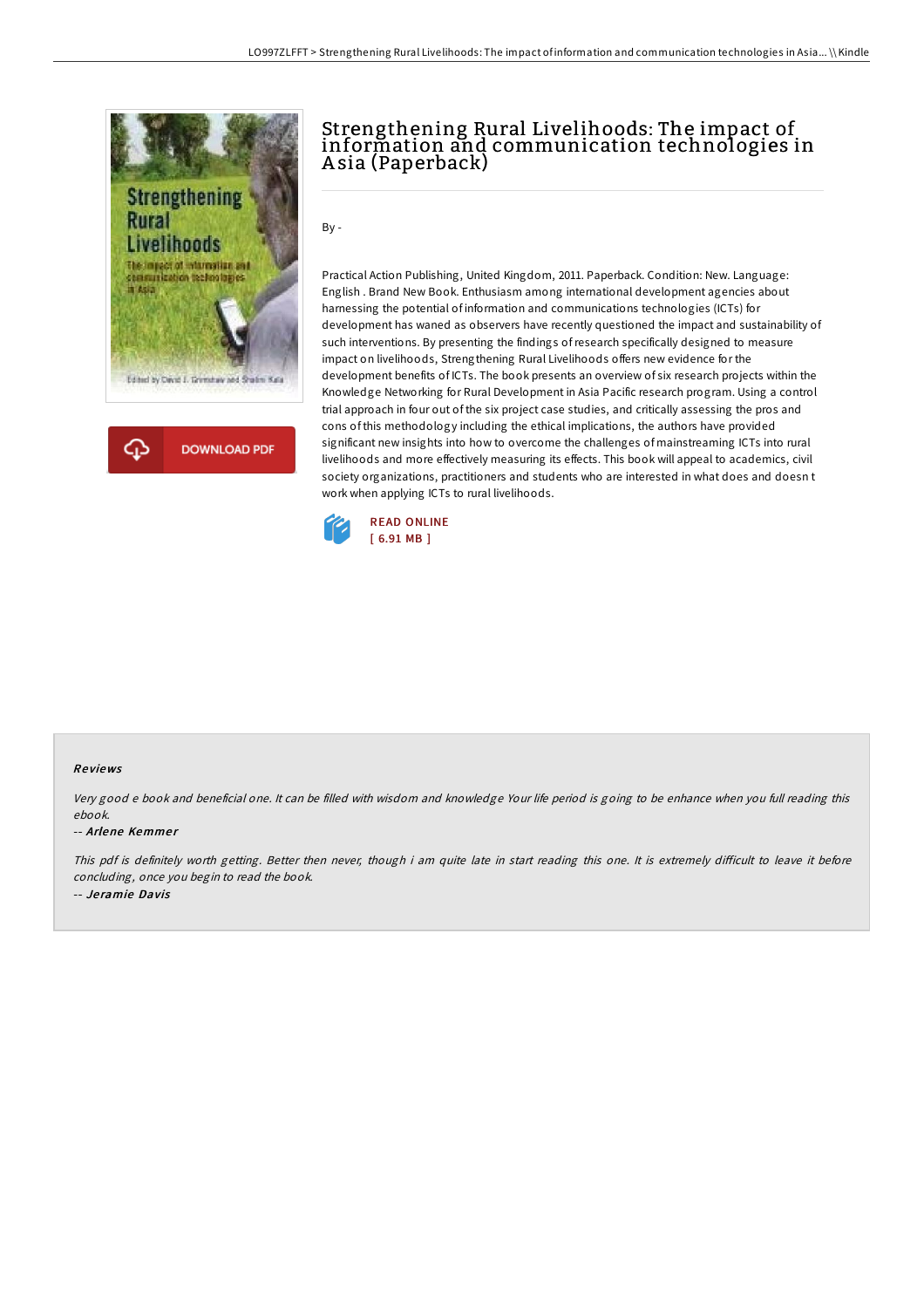# Strengthening Rural Livelihoods: The impact of information and communication technologies in Asia (Paperback)

By -

Practical Action Publishing, United Kingdom, 2011. Paperback. Condition: New. Language: English . Brand New Book. Enthusiasm among international development agencies about harnessing the potential of information and communications technologies (ICTs) for development has waned as observers have recently questioned the impact and sustainability of such interventions. By presenting the findings of research specifically designed to measure impact on livelihoods, Strengthening Rural Livelihoods offers new evidence for the development benefits of ICTs. The book presents an overview of six research projects within the Knowledge Networking for Rural Development in Asia Pacific research program. Using a control trial approach in four out of the six project case studies, and critically assessing the pros and cons of this methodology including the ethical implications, the authors have provided significant new insights into how to overcome the challenges of mainstreaming ICTs into rural livelihoods and more effectively measuring its effects. This book will appeal to academics, civil society organizations, practitioners and students who are interested in what does and doesn t work when applying ICTs to rural livelihoods.

READ ONLINE
[ 6.91 MB ]

DOWNLOAD PDF

## Reviews

*Very good e book and beneficial one. It can be filled with wisdom and knowledge Your life period is going to be enhance when you full reading this ebook.*

-- *Arlene Kemmer*

*This pdf is definitely worth getting. Better then never, though i am quite late in start reading this one. It is extremely difficult to leave it before concluding, once you begin to read the book.*

-- *Jeramie Davis*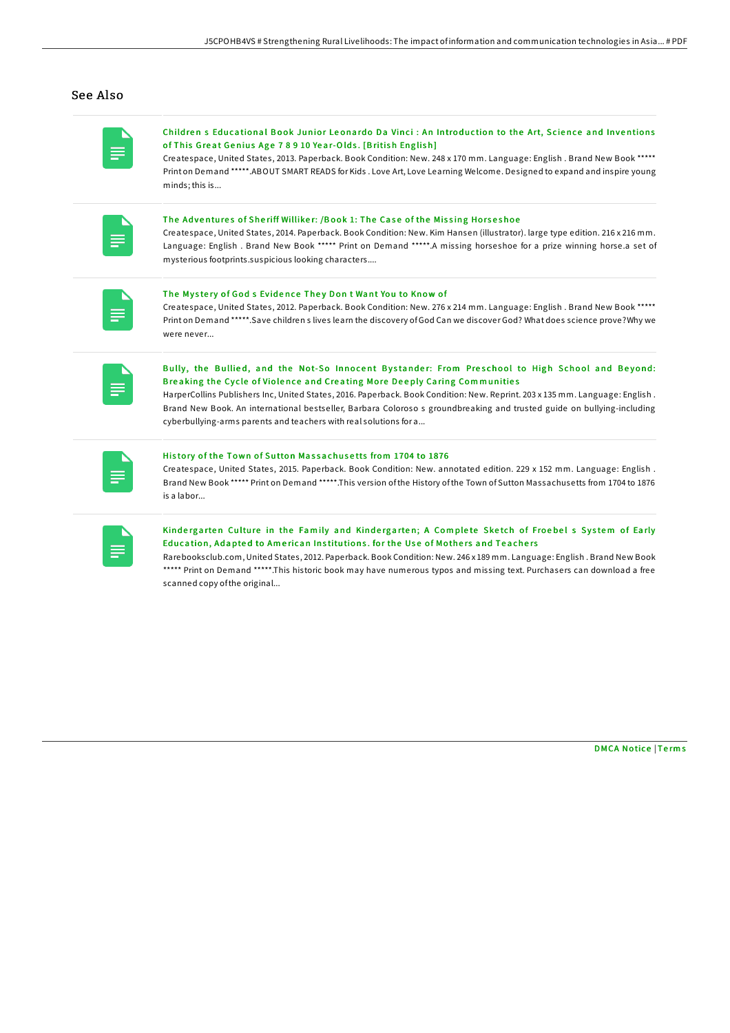## See Also

**Children s Educational Book Junior Leonardo Da Vinci : An Introduction to the Art, Science and Inventions of This Great Genius Age 7 8 9 10 Year-Olds. [British English]**

Createspace, United States, 2013. Paperback. Book Condition: New. 248 x 170 mm. Language: English . Brand New Book ***** Print on Demand *****.ABOUT SMART READS for Kids . Love Art, Love Learning Welcome. Designed to expand and inspire young minds; this is...

**The Adventures of Sheriff Williker: /Book 1: The Case of the Missing Horseshoe**

Createspace, United States, 2014. Paperback. Book Condition: New. Kim Hansen (illustrator). large type edition. 216 x 216 mm. Language: English . Brand New Book ***** Print on Demand *****.A missing horseshoe for a prize winning horse.a set of mysterious footprints.suspicious looking characters....

**The Mystery of God s Evidence They Don t Want You to Know of**

Createspace, United States, 2012. Paperback. Book Condition: New. 276 x 214 mm. Language: English . Brand New Book ***** Print on Demand *****.Save children s lives learn the discovery of God Can we discover God? What does science prove? Why we were never...

**Bully, the Bullied, and the Not-So Innocent Bystander: From Preschool to High School and Beyond: Breaking the Cycle of Violence and Creating More Deeply Caring Communities**

HarperCollins Publishers Inc, United States, 2016. Paperback. Book Condition: New. Reprint. 203 x 135 mm. Language: English . Brand New Book. An international bestseller, Barbara Coloroso s groundbreaking and trusted guide on bullying-including cyberbullying-arms parents and teachers with real solutions for a...

**History of the Town of Sutton Massachusetts from 1704 to 1876**

Createspace, United States, 2015. Paperback. Book Condition: New. annotated edition. 229 x 152 mm. Language: English . Brand New Book ***** Print on Demand *****.This version of the History of the Town of Sutton Massachusetts from 1704 to 1876 is a labor...

**Kindergarten Culture in the Family and Kindergarten; A Complete Sketch of Froebel s System of Early Education, Adapted to American Institutions. for the Use of Mothers and Teachers**

Rarebooksclub.com, United States, 2012. Paperback. Book Condition: New. 246 x 189 mm. Language: English . Brand New Book ***** Print on Demand *****.This historic book may have numerous typos and missing text. Purchasers can download a free scanned copy of the original...